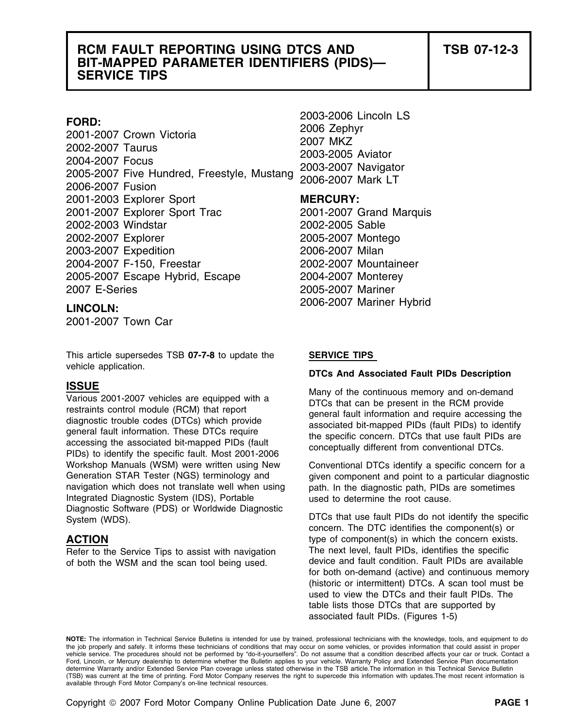# RCM FAULT REPORTING USING DTCS AND BIT-MAPPED PARAMETER IDENTIFIERS (PIDS)— SERVICE TIPS

**TSB 07-12-3**

**FORD:**
2001-2007 Crown Victoria
2002-2007 Taurus
2004-2007 Focus
2005-2007 Five Hundred, Freestyle, Mustang
2006-2007 Fusion
2001-2003 Explorer Sport
2001-2007 Explorer Sport Trac
2002-2003 Windstar
2002-2007 Explorer
2003-2007 Expedition
2004-2007 F-150, Freestar
2005-2007 Escape Hybrid, Escape
2007 E-Series

**LINCOLN:**
2001-2007 Town Car
2003-2006 Lincoln LS
2006 Zephyr
2007 MKZ
2003-2005 Aviator
2003-2007 Navigator
2006-2007 Mark LT

**MERCURY:**
2001-2007 Grand Marquis
2002-2005 Sable
2005-2007 Montego
2006-2007 Milan
2002-2007 Mountaineer
2004-2007 Monterey
2005-2007 Mariner
2006-2007 Mariner Hybrid

This article supersedes TSB **07-7-8** to update the vehicle application.

## ISSUE

Various 2001-2007 vehicles are equipped with a restraints control module (RCM) that report diagnostic trouble codes (DTCs) which provide general fault information. These DTCs require accessing the associated bit-mapped PIDs (fault PIDs) to identify the specific fault. Most 2001-2006 Workshop Manuals (WSM) were written using New Generation STAR Tester (NGS) terminology and navigation which does not translate well when using Integrated Diagnostic System (IDS), Portable Diagnostic Software (PDS) or Worldwide Diagnostic System (WDS).

## ACTION

Refer to the Service Tips to assist with navigation of both the WSM and the scan tool being used.

## SERVICE TIPS

### DTCs And Associated Fault PIDs Description

Many of the continuous memory and on-demand DTCs that can be present in the RCM provide general fault information and require accessing the associated bit-mapped PIDs (fault PIDs) to identify the specific concern. DTCs that use fault PIDs are conceptually different from conventional DTCs.

Conventional DTCs identify a specific concern for a given component and point to a particular diagnostic path. In the diagnostic path, PIDs are sometimes used to determine the root cause.

DTCs that use fault PIDs do not identify the specific concern. The DTC identifies the component(s) or type of component(s) in which the concern exists. The next level, fault PIDs, identifies the specific device and fault condition. Fault PIDs are available for both on-demand (active) and continuous memory (historic or intermittent) DTCs. A scan tool must be used to view the DTCs and their fault PIDs. The table lists those DTCs that are supported by associated fault PIDs. (Figures 1-5)

**NOTE:** The information in Technical Service Bulletins is intended for use by trained, professional technicians with the knowledge, tools, and equipment to do the job properly and safely. It informs these technicians of conditions that may occur on some vehicles, or provides information that could assist in proper vehicle service. The procedures should not be performed by "do-it-yourselfers". Do not assume that a condition described affects your car or truck. Contact a Ford, Lincoln, or Mercury dealership to determine whether the Bulletin applies to your vehicle. Warranty Policy and Extended Service Plan documentation determine Warranty and/or Extended Service Plan coverage unless stated otherwise in the TSB article.The information in this Technical Service Bulletin (TSB) was current at the time of printing. Ford Motor Company reserves the right to supercede this information with updates.The most recent information is available through Ford Motor Company's on-line technical resources.

Copyright © 2007 Ford Motor Company Online Publication Date June 6, 2007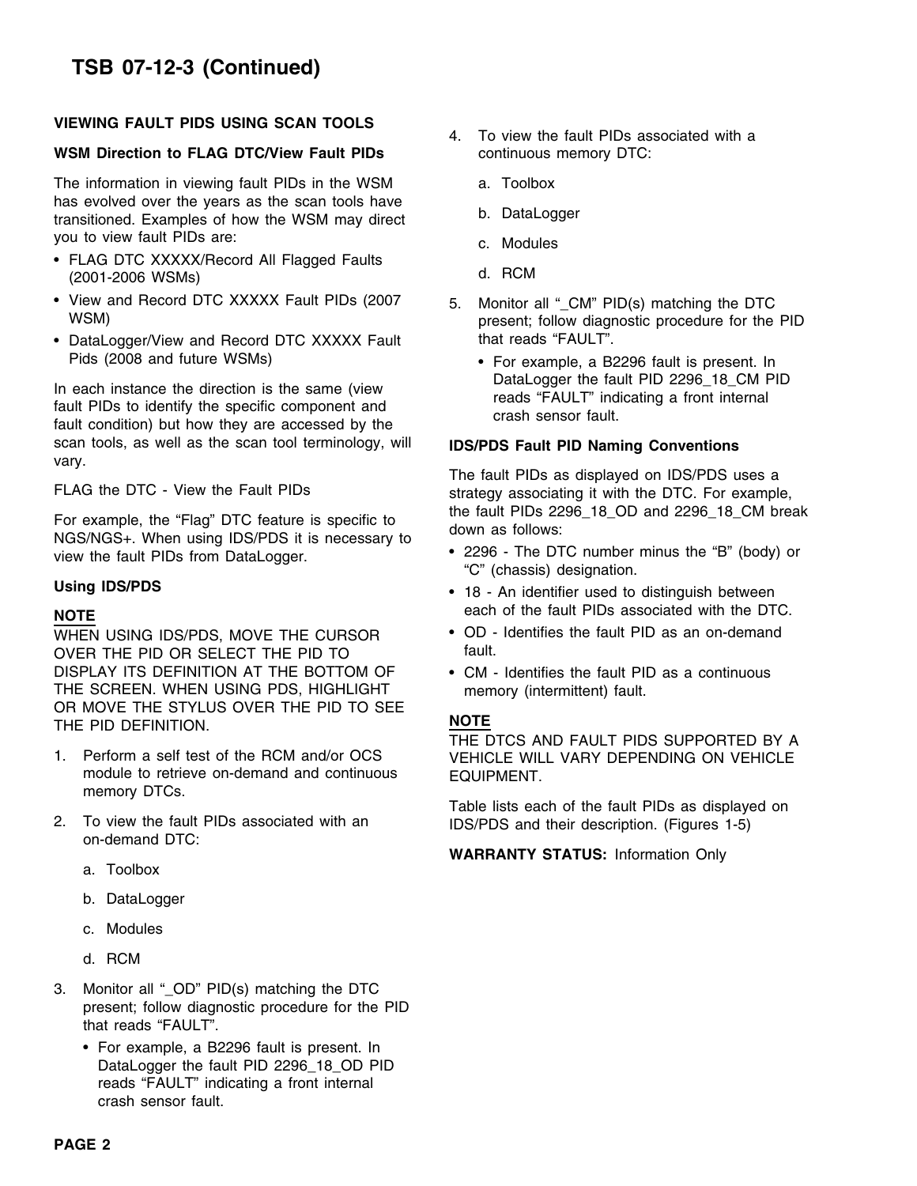# TSB 07-12-3 (Continued)

## VIEWING FAULT PIDS USING SCAN TOOLS

### WSM Direction to FLAG DTC/View Fault PIDs

The information in viewing fault PIDs in the WSM has evolved over the years as the scan tools have transitioned. Examples of how the WSM may direct you to view fault PIDs are:

- FLAG DTC XXXXX/Record All Flagged Faults (2001-2006 WSMs)
- View and Record DTC XXXXX Fault PIDs (2007 WSM)
- DataLogger/View and Record DTC XXXXX Fault Pids (2008 and future WSMs)

In each instance the direction is the same (view fault PIDs to identify the specific component and fault condition) but how they are accessed by the scan tools, as well as the scan tool terminology, will vary.

FLAG the DTC - View the Fault PIDs

For example, the "Flag" DTC feature is specific to NGS/NGS+. When using IDS/PDS it is necessary to view the fault PIDs from DataLogger.

### Using IDS/PDS

**NOTE**

WHEN USING IDS/PDS, MOVE THE CURSOR OVER THE PID OR SELECT THE PID TO DISPLAY ITS DEFINITION AT THE BOTTOM OF THE SCREEN. WHEN USING PDS, HIGHLIGHT OR MOVE THE STYLUS OVER THE PID TO SEE THE PID DEFINITION.

1. Perform a self test of the RCM and/or OCS module to retrieve on-demand and continuous memory DTCs.
2. To view the fault PIDs associated with an on-demand DTC:
   a. Toolbox
   b. DataLogger
   c. Modules
   d. RCM
3. Monitor all "_OD" PID(s) matching the DTC present; follow diagnostic procedure for the PID that reads "FAULT".
   - For example, a B2296 fault is present. In DataLogger the fault PID 2296_18_OD PID reads "FAULT" indicating a front internal crash sensor fault.
4. To view the fault PIDs associated with a continuous memory DTC:
   a. Toolbox
   b. DataLogger
   c. Modules
   d. RCM
5. Monitor all "_CM" PID(s) matching the DTC present; follow diagnostic procedure for the PID that reads "FAULT".
   - For example, a B2296 fault is present. In DataLogger the fault PID 2296_18_CM PID reads "FAULT" indicating a front internal crash sensor fault.

### IDS/PDS Fault PID Naming Conventions

The fault PIDs as displayed on IDS/PDS uses a strategy associating it with the DTC. For example, the fault PIDs 2296_18_OD and 2296_18_CM break down as follows:

- 2296 - The DTC number minus the "B" (body) or "C" (chassis) designation.
- 18 - An identifier used to distinguish between each of the fault PIDs associated with the DTC.
- OD - Identifies the fault PID as an on-demand fault.
- CM - Identifies the fault PID as a continuous memory (intermittent) fault.

**NOTE**

THE DTCS AND FAULT PIDS SUPPORTED BY A VEHICLE WILL VARY DEPENDING ON VEHICLE EQUIPMENT.

Table lists each of the fault PIDs as displayed on IDS/PDS and their description. (Figures 1-5)

**WARRANTY STATUS:** Information Only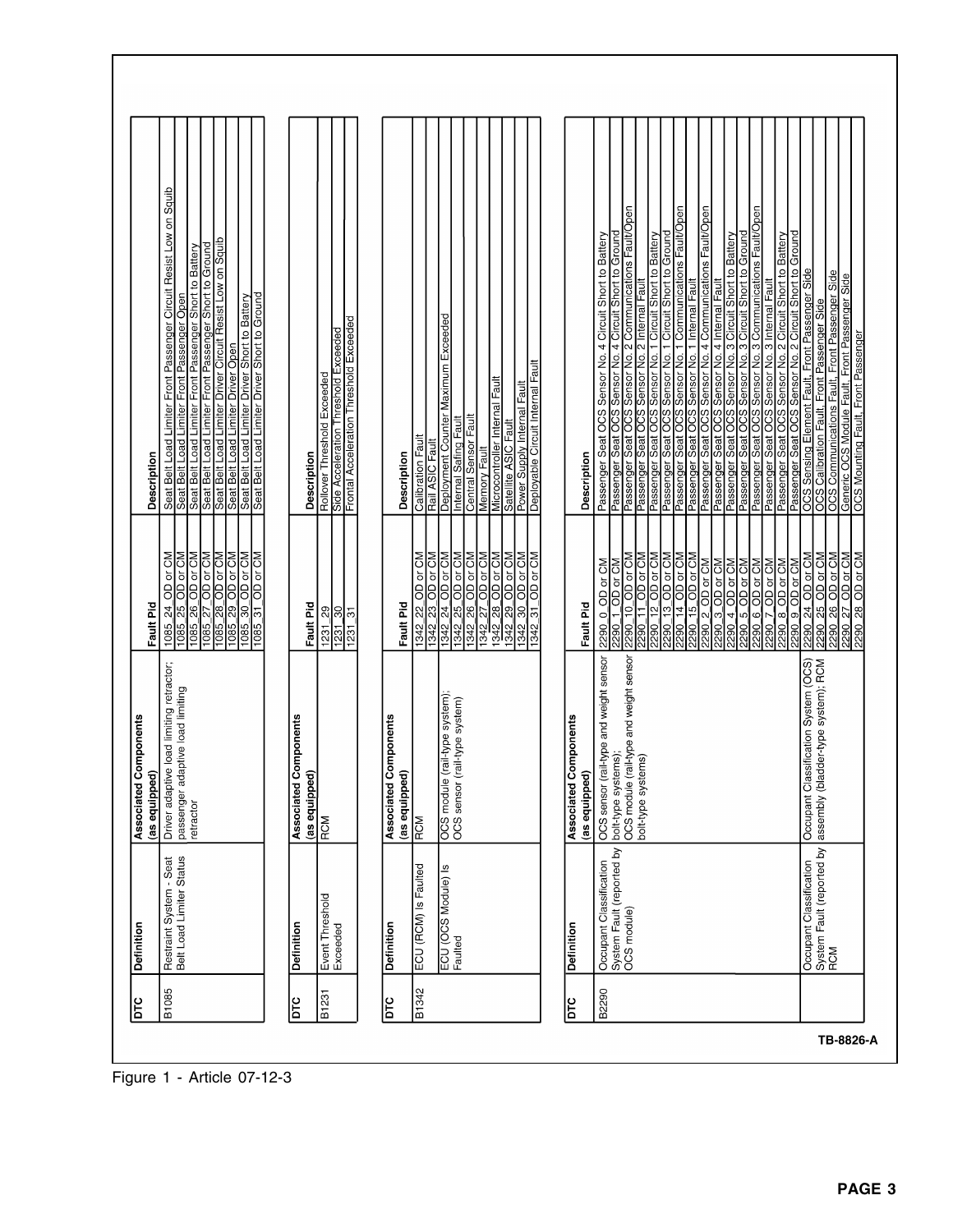| DTC | Definition | Associated Components (as equipped) | Fault Pid | Description |
|---|---|---|---|---|
| B1085 | Restraint System - Seat Belt Load Limiter Status | Driver adaptive load limiting retractor; passenger adaptive load limiting retractor | 1085_24_OD or CM | Seat Belt Load Limiter Front Passenger Circuit Resist Low on Squib |
| | | | 1085_25_OD or CM | Seat Belt Load Limiter Front Passenger Open |
| | | | 1085_26_OD or CM | Seat Belt Load Limiter Front Passenger Short to Battery |
| | | | 1085_27_OD or CM | Seat Belt Load Limiter Front Passenger Short to Ground |
| | | | 1085_28_OD or CM | Seat Belt Load Limiter Driver Circuit Resist Low on Squib |
| | | | 1085_29_OD or CM | Seat Belt Load Limiter Driver Open |
| | | | 1085_30_OD or CM | Seat Belt Load Limiter Driver Short to Battery |
| | | | 1085_31_OD or CM | Seat Belt Load Limiter Driver Short to Ground |

| DTC | Definition | Associated Components (as equipped) | Fault Pid | Description |
|---|---|---|---|---|
| B1231 | Event Threshold Exceeded | RCM | 1231_29 | Rollover Threshold Exceeded |
| | | | 1231_30 | Side Acceleration Threshold Exceeded |
| | | | 1231_31 | Frontal Acceleration Threshold Exceeded |

| DTC | Definition | Associated Components (as equipped) | Fault Pid | Description |
|---|---|---|---|---|
| B1342 | ECU (RCM) Is Faulted | RCM | 1342_22_OD or CM | Calibration Fault |
| | | | 1342_23_OD or CM | Rail ASIC Fault |
| | ECU (OCS Module) Is Faulted | OCS module (rail-type system); OCS sensor (rail-type system) | 1342_24_OD or CM | Deployment Counter Maximum Exceeded |
| | | | 1342_25_OD or CM | Internal Safing Fault |
| | | | 1342_26_OD or CM | Central Sensor Fault |
| | | | 1342_27_OD or CM | Memory Fault |
| | | | 1342_28_OD or CM | Microcontroller Internal Fault |
| | | | 1342_29_OD or CM | Satellite ASIC Fault |
| | | | 1342_30_OD or CM | Power Supply Internal Fault |
| | | | 1342_31_OD or CM | Deployable Circuit Internal Fault |

| DTC | Definition | Associated Components (as equipped) | Fault Pid | Description |
|---|---|---|---|---|
| B2290 | Occupant Classification System Fault (reported by OCS module) | OCS sensor (rail-type and weight sensor bolt-type systems); OCS module (rail-type and weight sensor bolt-type systems) | 2290_0_OD or CM | Passenger Seat OCS Sensor No. 4 Circuit Short to Battery |
| | | | 2290_1_OD or CM | Passenger Seat OCS Sensor No. 4 Circuit Short to Ground |
| | | | 2290_10_OD or CM | Passenger Seat OCS Sensor No. 2 Communications Fault/Open |
| | | | 2290_11_OD or CM | Passenger Seat OCS Sensor No. 2 Internal Fault |
| | | | 2290_12_OD or CM | Passenger Seat OCS Sensor No. 1 Circuit Short to Battery |
| | | | 2290_13_OD or CM | Passenger Seat OCS Sensor No. 1 Circuit Short to Ground |
| | | | 2290_14_OD or CM | Passenger Seat OCS Sensor No. 1 Communications Fault/Open |
| | | | 2290_15_OD or CM | Passenger Seat OCS Sensor No. 1 Internal Fault |
| | | | 2290_2_OD or CM | Passenger Seat OCS Sensor No. 4 Communications Fault/Open |
| | | | 2290_3_OD or CM | Passenger Seat OCS Sensor No. 4 Internal Fault |
| | | | 2290_4_OD or CM | Passenger Seat OCS Sensor No. 3 Circuit Short to Battery |
| | | | 2290_5_OD or CM | Passenger Seat OCS Sensor No. 3 Circuit Short to Ground |
| | | | 2290_6_OD or CM | Passenger Seat OCS Sensor No. 3 Communications Fault/Open |
| | | | 2290_7_OD or CM | Passenger Seat OCS Sensor No. 3 Internal Fault |
| | | | 2290_8_OD or CM | Passenger Seat OCS Sensor No. 2 Circuit Short to Battery |
| | | | 2290_9_OD or CM | Passenger Seat OCS Sensor No. 2 Circuit Short to Ground |
| | Occupant Classification System Fault (reported by RCM | Occupant Classification System (OCS) assembly (bladder-type system); RCM | 2290_24_OD or CM | OCS Sensing Element Fault, Front Passenger Side |
| | | | 2290_25_OD or CM | OCS Calibration Fault, Front Passenger Side |
| | | | 2290_26_OD or CM | OCS Communications Fault, Front Passenger Side |
| | | | 2290_27_OD or CM | Generic OCS Module Fault, Front Passenger Side |
| | | | 2290_28_OD or CM | OCS Mounting Fault, Front Passenger |

TB-8826-A

Figure 1 - Article 07-12-3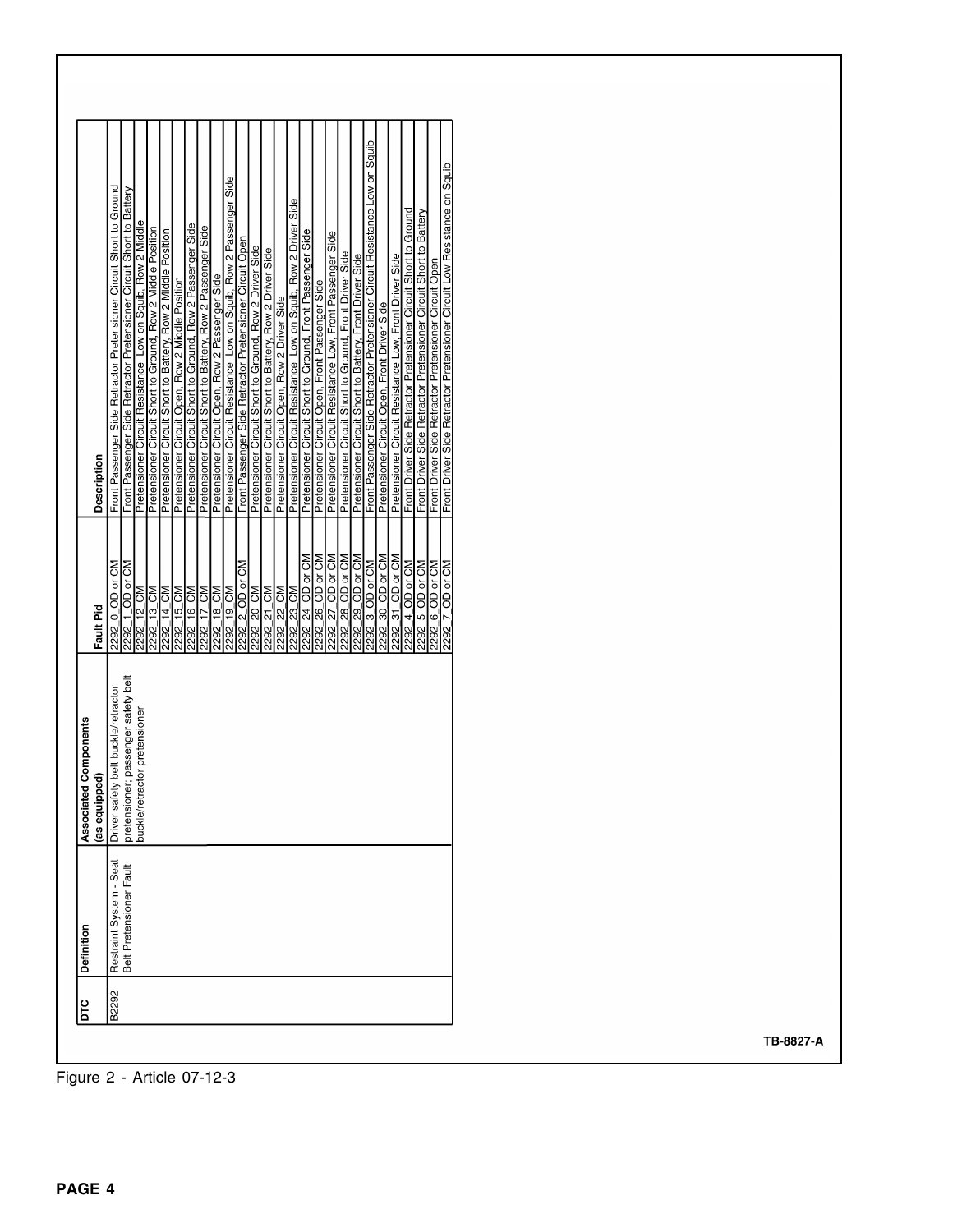| DTC | Definition | Associated Components (as equipped) | Fault Pid | Description |
|---|---|---|---|---|
| B2292 | Restraint System - Seat Belt Pretensioner Fault | Driver safety belt buckle/retractor pretensioner, passenger safety belt buckle/retractor pretensioner | 2292_0_OD or CM | Front Passenger Side Retractor Pretensioner Circuit Short to Ground |
| | | | 2292_1_OD or CM | Front Passenger Side Retractor Pretensioner Circuit Short to Battery |
| | | | 2292_12_CM | Pretensioner Circuit Resistance, Low on Squib, Row 2 Middle |
| | | | 2292_13_CM | Pretensioner Circuit Short to Ground, Row 2 Middle Position |
| | | | 2292_14_CM | Pretensioner Circuit Short to Battery, Row 2 Middle Position |
| | | | 2292_15_CM | Pretensioner Circuit Open, Row 2 Middle Position |
| | | | 2292_16_CM | Pretensioner Circuit Short to Ground, Row 2 Passenger Side |
| | | | 2292_17_CM | Pretensioner Circuit Short to Battery, Row 2 Passenger Side |
| | | | 2292_18_CM | Pretensioner Circuit Open, Row 2 Passenger Side |
| | | | 2292_19_CM | Pretensioner Circuit Resistance, Low on Squib, Row 2 Passenger Side |
| | | | 2292_2_OD or CM | Front Passenger Side Retractor Pretensioner Circuit Open |
| | | | 2292_20_CM | Pretensioner Circuit Short to Ground, Row 2 Driver Side |
| | | | 2292_21_CM | Pretensioner Circuit Short to Battery, Row 2 Driver Side |
| | | | 2292_22_CM | Pretensioner Circuit Open, Row 2 Driver Side |
| | | | 2292_23_CM | Pretensioner Circuit Resistance, Low on Squib, Row 2 Driver Side |
| | | | 2292_24_OD or CM | Pretensioner Circuit Short to Ground, Front Passenger Side |
| | | | 2292_26_OD or CM | Pretensioner Circuit Open, Front Passenger Side |
| | | | 2292_27_OD or CM | Pretensioner Circuit Resistance Low, Front Passenger Side |
| | | | 2292_28_OD or CM | Pretensioner Circuit Short to Ground, Front Driver Side |
| | | | 2292_29_OD or CM | Pretensioner Circuit Short to Battery, Front Driver Side |
| | | | 2292_3_OD or CM | Front Passenger Side Retractor Pretensioner Circuit Resistance Low on Squib |
| | | | 2292_30_OD or CM | Pretensioner Circuit Open, Front Driver Side |
| | | | 2292_31_OD or CM | Pretensioner Circuit Resistance Low, Front Driver Side |
| | | | 2292_4_OD or CM | Front Driver Side Retractor Pretensioner Circuit Short to Ground |
| | | | 2292_5_OD or CM | Front Driver Side Retractor Pretensioner Circuit Short to Battery |
| | | | 2292_6_OD or CM | Front Driver Side Retractor Pretensioner Circuit Open |
| | | | 2292_7_OD or CM | Front Driver Side Retractor Pretensioner Circuit Low Resistance on Squib |

TB-8827-A

Figure 2 - Article 07-12-3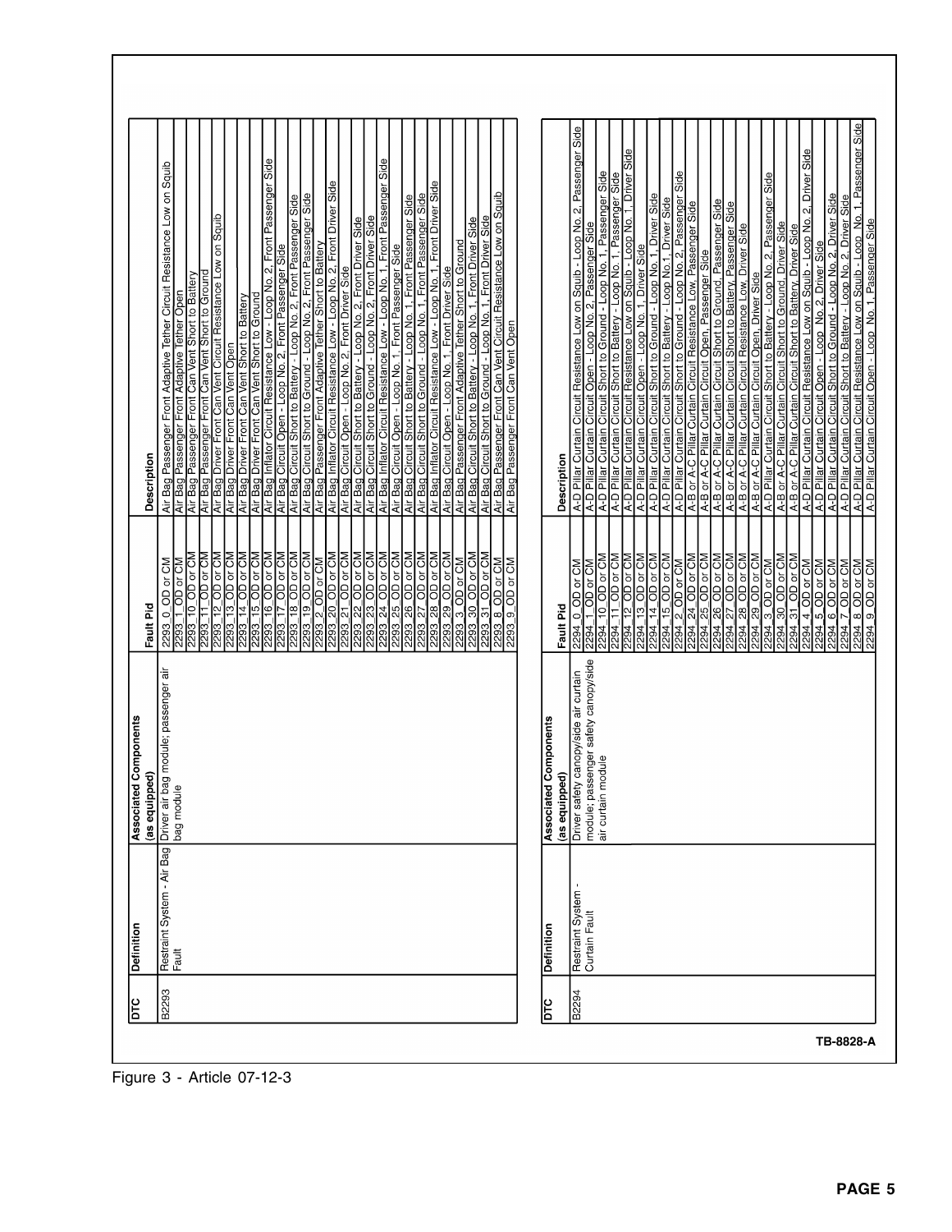| DTC | Definition | Associated Components (as equipped) | Fault Pid | Description |
|---|---|---|---|---|
| B2293 | Restraint System - Air Bag Fault | Driver air bag module; passenger air bag module | 2293_0_OD or CM | Air Bag Passenger Front Adaptive Tether Circuit Resistance Low on Squib |
| | | | 2293_1_OD or CM | Air Bag Passenger Front Adaptive Tether Open |
| | | | 2293_10_OD or CM | Air Bag Passenger Front Can Vent Short to Battery |
| | | | 2293_11_OD or CM | Air Bag Passenger Front Can Vent Short to Ground |
| | | | 2293_12_OD or CM | Air Bag Driver Front Can Vent Circuit Resistance Low on Squib |
| | | | 2293_13_OD or CM | Air Bag Driver Front Can Vent Open |
| | | | 2293_14_OD or CM | Air Bag Driver Front Can Vent Short to Battery |
| | | | 2293_15_OD or CM | Air Bag Driver Front Can Vent Short to Ground |
| | | | 2293_16_OD or CM | Air Bag Inflator Circuit Resistance Low - Loop No. 2, Front Passenger Side |
| | | | 2293_17_OD or CM | Air Bag Circuit Open - Loop No. 2, Front Passenger Side |
| | | | 2293_18_OD or CM | Air Bag Circuit Short to Battery - Loop No. 2, Front Passenger Side |
| | | | 2293_19_OD or CM | Air Bag Circuit Short to Ground - Loop No. 2, Front Passenger Side |
| | | | 2293_2_OD or CM | Air Bag Passenger Front Adaptive Tether Short to Battery |
| | | | 2293_20_OD or CM | Air Bag Inflator Circuit Resistance Low - Loop No. 2, Front Driver Side |
| | | | 2293_21_OD or CM | Air Bag Circuit Open - Loop No. 2, Front Driver Side |
| | | | 2293_22_OD or CM | Air Bag Circuit Short to Battery - Loop No. 2, Front Driver Side |
| | | | 2293_23_OD or CM | Air Bag Circuit Short to Ground - Loop No. 2, Front Driver Side |
| | | | 2293_24_OD or CM | Air Bag Inflator Circuit Resistance Low - Loop No. 1, Front Passenger Side |
| | | | 2293_25_OD or CM | Air Bag Circuit Open - Loop No. 1, Front Passenger Side |
| | | | 2293_26_OD or CM | Air Bag Circuit Short to Battery - Loop No. 1, Front Passenger Side |
| | | | 2293_27_OD or CM | Air Bag Circuit Short to Ground - Loop No. 1, Front Passenger Side |
| | | | 2293_28_OD or CM | Air Bag Inflator Circuit Resistance Low - Loop No. 1, Front Driver Side |
| | | | 2293_29_OD or CM | Air Bag Circuit Open - Loop No. 1, Front Driver Side |
| | | | 2293_3_OD or CM | Air Bag Passenger Front Adaptive Tether Short to Ground |
| | | | 2293_30_OD or CM | Air Bag Circuit Short to Battery - Loop No. 1, Front Driver Side |
| | | | 2293_31_OD or CM | Air Bag Circuit Short to Ground - Loop No. 1, Front Driver Side |
| | | | 2293_8_OD or CM | Air Bag Passenger Front Can Vent Circuit Resistance Low on Squib |
| | | | 2293_9_OD or CM | Air Bag Passenger Front Can Vent Open |

| DTC | Definition | Associated Components (as equipped) | Fault Pid | Description |
|---|---|---|---|---|
| B2294 | Restraint System - Curtain Fault | Driver safety canopy/side air curtain module; passenger safety canopy/side air curtain module | 2294_0_OD or CM | A-D Pillar Curtain Circuit Resistance Low on Squib - Loop No. 2, Passenger Side |
| | | | 2294_1_OD or CM | A-D Pillar Curtain Circuit Open - Loop No. 2, Passenger Side |
| | | | 2294_10_OD or CM | A-D Pillar Curtain Circuit Short to Ground - Loop No. 1, Passenger Side |
| | | | 2294_11_OD or CM | A-D Pillar Curtain Circuit Short to Battery - Loop No. 1, Passenger Side |
| | | | 2294_12_OD or CM | A-D Pillar Curtain Circuit Resistance Low on Squib - Loop No. 1, Driver Side |
| | | | 2294_13_OD or CM | A-D Pillar Curtain Circuit Open - Loop No. 1, Driver Side |
| | | | 2294_14_OD or CM | A-D Pillar Curtain Circuit Short to Ground - Loop No. 1, Driver Side |
| | | | 2294_15_OD or CM | A-D Pillar Curtain Circuit Short to Battery - Loop No. 1, Driver Side |
| | | | 2294_2_OD or CM | A-D Pillar Curtain Circuit Short to Ground - Loop No. 2, Passenger Side |
| | | | 2294_24_OD or CM | A-B or A-C Pillar Curtain Circuit Resistance Low, Passenger Side |
| | | | 2294_25_OD or CM | A-B or A-C Pillar Curtain Circuit Open, Passenger Side |
| | | | 2294_26_OD or CM | A-B or A-C Pillar Curtain Circuit Short to Ground, Passenger Side |
| | | | 2294_27_OD or CM | A-B or A-C Pillar Curtain Circuit Short to Battery, Passenger Side |
| | | | 2294_28_OD or CM | A-B or A-C Pillar Curtain Circuit Resistance Low, Driver Side |
| | | | 2294_29_OD or CM | A-B or A-C Pillar Curtain Circuit Open, Driver Side |
| | | | 2294_3_OD or CM | A-D Pillar Curtain Circuit Short to Battery - Loop No. 2, Passenger Side |
| | | | 2294_30_OD or CM | A-B or A-C Pillar Curtain Circuit Short to Ground, Driver Side |
| | | | 2294_31_OD or CM | A-B or A-C Pillar Curtain Circuit Short to Battery, Driver Side |
| | | | 2294_4_OD or CM | A-D Pillar Curtain Circuit Resistance Low on Squib - Loop No. 2, Driver Side |
| | | | 2294_5_OD or CM | A-D Pillar Curtain Circuit Open - Loop No. 2, Driver Side |
| | | | 2294_6_OD or CM | A-D Pillar Curtain Circuit Short to Ground - Loop No. 2, Driver Side |
| | | | 2294_7_OD or CM | A-D Pillar Curtain Circuit Short to Battery - Loop No. 2, Driver Side |
| | | | 2294_8_OD or CM | A-D Pillar Curtain Circuit Resistance Low on Squib - Loop No. 1, Passenger Side |
| | | | 2294_9_OD or CM | A-D Pillar Curtain Circuit Open - Loop No. 1, Passenger Side |

TB-8828-A

Figure 3 - Article 07-12-3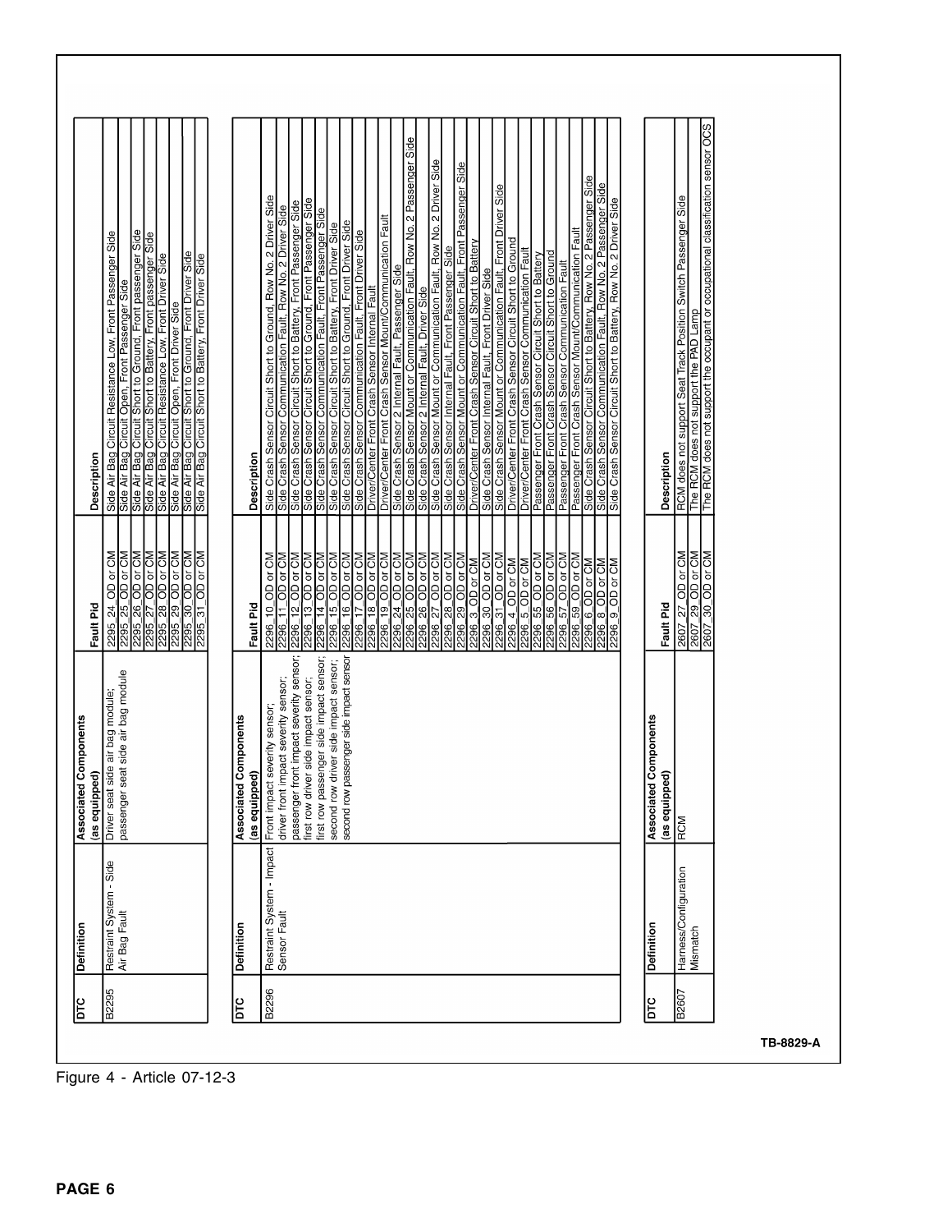| DTC | Definition | Associated Components (as equipped) | Fault Pid | Description |
|---|---|---|---|---|
| B2295 | Restraint System - Side Air Bag Fault | Driver seat side air bag module; passenger seat side air bag module | 2295_24_OD or CM | Side Air Bag Circuit Resistance Low, Front Passenger Side |
| | | | 2295_25_OD or CM | Side Air Bag Circuit Open, Front Passenger Side |
| | | | 2295_26_OD or CM | Side Air Bag Circuit Short to Ground, Front passenger Side |
| | | | 2295_27_OD or CM | Side Air Bag Circuit Short to Battery, Front passenger Side |
| | | | 2295_28_OD or CM | Side Air Bag Circuit Resistance Low, Front Driver Side |
| | | | 2295_29_OD or CM | Side Air Bag Circuit Open, Front Driver Side |
| | | | 2295_30_OD or CM | Side Air Bag Circuit Short to Ground, Front Driver Side |
| | | | 2295_31_OD or CM | Side Air Bag Circuit Short to Battery, Front Driver Side |

| DTC | Definition | Associated Components (as equipped) | Fault Pid | Description |
|---|---|---|---|---|
| B2296 | Restraint System - Impact Sensor Fault | Front impact severity sensor; driver front impact severity sensor; passenger front impact severity sensor; first row driver side impact sensor; first row passenger side impact sensor; second row driver side impact sensor; second row passenger side impact sensor | 2296_10_OD or CM | Side Crash Sensor Circuit Short to Ground, Row No. 2 Driver Side |
| | | | 2296_11_OD or CM | Side Crash Sensor Communication Fault, Row No. 2 Driver Side |
| | | | 2296_12_OD or CM | Side Crash Sensor Circuit Short to Battery, Front Passenger Side |
| | | | 2296_13_OD or CM | Side Crash Sensor Circuit Short to Ground, Front Passenger Side |
| | | | 2296_14_OD or CM | Side Crash Sensor Communication Fault, Front Passenger Side |
| | | | 2296_15_OD or CM | Side Crash Sensor Circuit Short to Battery, Front Driver Side |
| | | | 2296_16_OD or CM | Side Crash Sensor Circuit Short to Ground, Front Driver Side |
| | | | 2296_17_OD or CM | Side Crash Sensor Communication Fault, Front Driver Side |
| | | | 2296_18_OD or CM | Driver/Center Front Crash Sensor Internal Fault |
| | | | 2296_19_OD or CM | Driver/Center Front Crash Sensor Mount/Communication Fault |
| | | | 2296_24_OD or CM | Side Crash Sensor 2 Internal Fault, Passenger Side |
| | | | 2296_25_OD or CM | Side Crash Sensor Mount or Communication Fault, Row No. 2 Passenger Side |
| | | | 2296_26_OD or CM | Side Crash Sensor 2 Internal Fault, Driver Side |
| | | | 2296_27_OD or CM | Side Crash Sensor Mount or Communication Fault, Row No. 2 Driver Side |
| | | | 2296_28_OD or CM | Side Crash Sensor Internal Fault, Front Passenger Side |
| | | | 2296_29_OD or CM | Side Crash Sensor Mount or Communication Fault, Front Passenger Side |
| | | | 2296_3_OD or CM | Driver/Center Front Crash Sensor Circuit Short to Battery |
| | | | 2296_30_OD or CM | Side Crash Sensor Internal Fault, Front Driver Side |
| | | | 2296_31_OD or CM | Side Crash Sensor Mount or Communication Fault, Front Driver Side |
| | | | 2296_4_OD or CM | Driver/Center Front Crash Sensor Circuit Short to Ground |
| | | | 2296_5_OD or CM | Driver/Center Front Crash Sensor Communication Fault |
| | | | 2296_55_OD or CM | Passenger Front Crash Sensor Circuit Short to Battery |
| | | | 2296_56_OD or CM | Passenger Front Crash Sensor Circuit Short to Ground |
| | | | 2296_57_OD or CM | Passenger Front Crash Sensor Communication Fault |
| | | | 2296_59_OD or CM | Passenger Front Crash Sensor Mount/Communication Fault |
| | | | 2296_6_OD or CM | Side Crash Sensor Circuit Short to Battery, Row No. 2 Passenger Side |
| | | | 2296_8_OD or CM | Side Crash Sensor Communication Fault, Row No. 2 Passenger Side |
| | | | 2296_9_OD or CM | Side Crash Sensor Circuit Short to Battery, Row No. 2 Driver Side |

| DTC | Definition | Associated Components (as equipped) | Fault Pid | Description |
|---|---|---|---|---|
| B2607 | Harness/Configuration Mismatch | RCM | 2607_27_OD or CM | RCM does not support Seat Track Position Switch Passenger Side |
| | | | 2607_29_OD or CM | The RCM does not support the PAD Lamp |
| | | | 2607_30_OD or CM | The RCM does not support the occupant or occupational classification sensor OCS |

TB-8829-A

Figure 4 - Article 07-12-3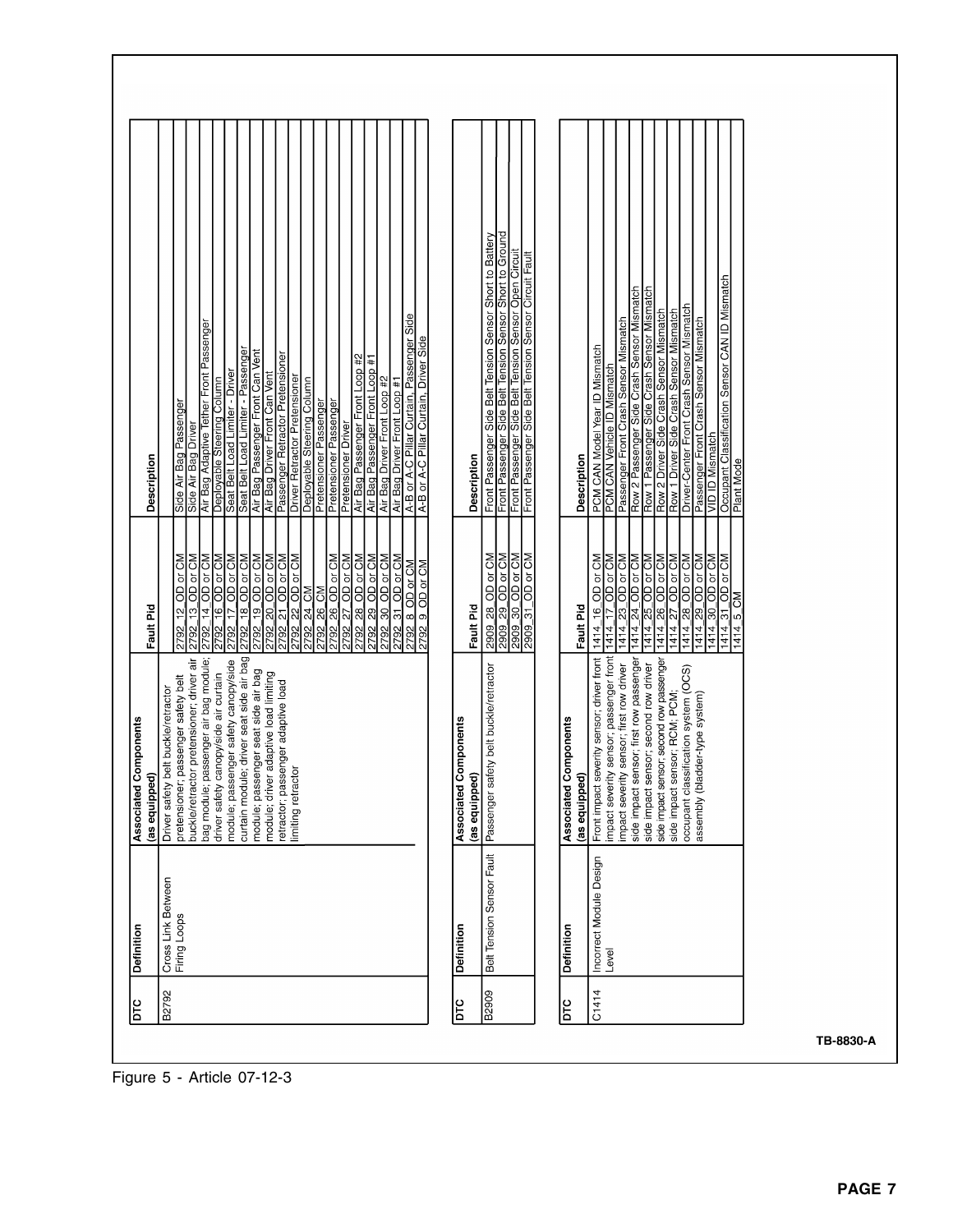| DTC | Definition | Associated Components (as equipped) | Fault Pid | Description |
|---|---|---|---|---|
| B2792 | Cross Link Between Firing Loops | Driver safety belt buckle/retractor pretensioner; passenger safety belt buckle/retractor pretensioner; driver air bag module; passenger air bag module; driver safety canopy/side air curtain module; passenger safety canopy/side curtain module; driver seat side air bag module; passenger seat side air bag module; driver adaptive load limiting retractor; passenger adaptive load limiting retractor | 2792_12_OD or CM | Side Air Bag Passenger |
| | | | 2792_13_OD or CM | Side Air Bag Driver |
| | | | 2792_14_OD or CM | Air Bag Adaptive Tether Front Passenger |
| | | | 2792_16_OD or CM | Deployable Steering Column |
| | | | 2792_17_OD or CM | Seat Belt Load Limiter - Driver |
| | | | 2792_18_OD or CM | Seat Belt Load Limiter - Passenger |
| | | | 2792_19_OD or CM | Air Bag Passenger Front Can Vent |
| | | | 2792_20_OD or CM | Air Bag Driver Front Can Vent |
| | | | 2792_21_OD or CM | Passenger Retractor Pretensioner |
| | | | 2792_22_OD or CM | Driver Retractor Pretensioner |
| | | | 2792_24_CM | Deployable Steering Column |
| | | | 2792_26_CM | Pretensioner Passenger |
| | | | 2792_26_OD or CM | Pretensioner Passenger |
| | | | 2792_27_OD or CM | Pretensioner Driver |
| | | | 2792_28_OD or CM | Air Bag Passenger Front Loop #2 |
| | | | 2792_29_OD or CM | Air Bag Passenger Front Loop #1 |
| | | | 2792_30_OD or CM | Air Bag Driver Front Loop #2 |
| | | | 2792_31_OD or CM | Air Bag Driver Front Loop #1 |
| | | | 2792_8_OD or CM | A-B or A-C Pillar Curtain, Passenger Side |
| | | | 2792_9_OD or CM | A-B or A-C Pillar Curtain, Driver Side |

| DTC | Definition | Associated Components (as equipped) | Fault Pid | Description |
|---|---|---|---|---|
| B2909 | Belt Tension Sensor Fault | Passenger safety belt buckle/retractor | 2909_28_OD or CM | Front Passenger Side Belt Tension Sensor Short to Battery |
| | | | 2909_29_OD or CM | Front Passenger Side Belt Tension Sensor Short to Ground |
| | | | 2909_30_OD or CM | Front Passenger Side Belt Tension Sensor Open Circuit |
| | | | 2909_31_OD or CM | Front Passenger Side Belt Tension Sensor Circuit Fault |

| DTC | Definition | Associated Components (as equipped) | Fault Pid | Description |
|---|---|---|---|---|
| C1414 | Incorrect Module Design Level | Front impact severity sensor; driver front impact severity sensor; passenger front impact severity sensor; first row driver side impact sensor; first row passenger side impact sensor; second row driver side impact sensor; second row passenger side impact sensor; RCM; PCM; occupant classification system (OCS) assembly (bladder-type system) | 1414_16_OD or CM | PCM CAN Model Year ID Mismatch |
| | | | 1414_17_OD or CM | PCM CAN Vehicle ID Mismatch |
| | | | 1414_23_OD or CM | Passenger Front Crash Sensor Mismatch |
| | | | 1414_24_OD or CM | Row 2 Passenger Side Crash Sensor Mismatch |
| | | | 1414_25_OD or CM | Row 1 Passenger Side Crash Sensor Mismatch |
| | | | 1414_26_OD or CM | Row 2 Driver Side Crash Sensor Mismatch |
| | | | 1414_27_OD or CM | Row 1 Driver Side Crash Sensor Mismatch |
| | | | 1414_28_OD or CM | Driver-Center Front Crash Sensor Mismatch |
| | | | 1414_29_OD or CM | Passenger Front Crash Sensor Mismatch |
| | | | 1414_30_OD or CM | VID ID Mismatch |
| | | | 1414_31_OD or CM | Occupant Classification Sensor CAN ID Mismatch |
| | | | 1414_5_CM | Plant Mode |

TB-8830-A

Figure 5 - Article 07-12-3